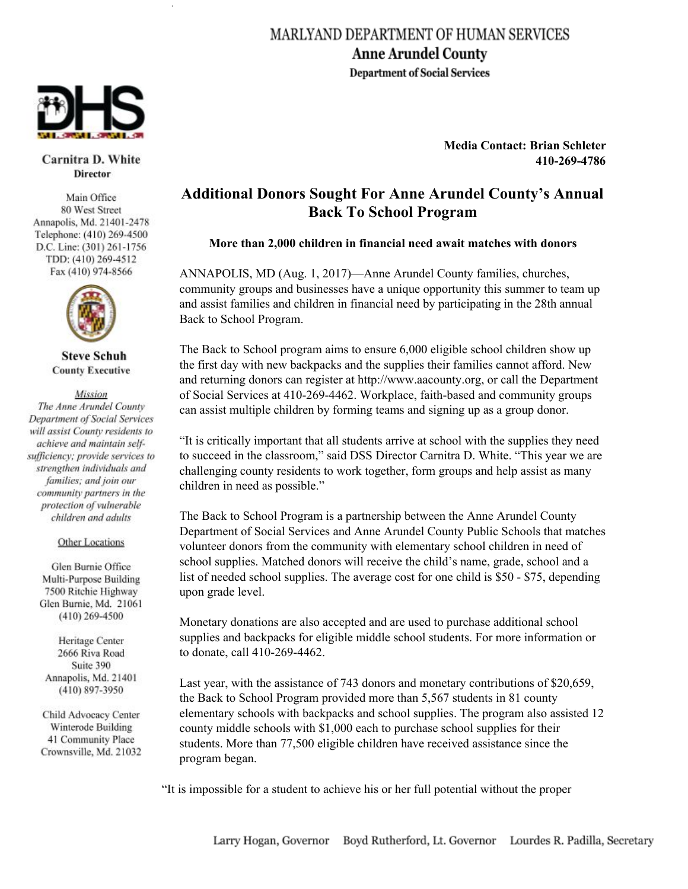MARLYAND DEPARTMENT OF HUMAN SERVICES
**Anne Arundel County**
**Department of Social Services**

**Carnitra D. White**
**Director**

Main Office
80 West Street
Annapolis, Md. 21401-2478
Telephone: (410) 269-4500
D.C. Line: (301) 261-1756
TDD: (410) 269-4512
Fax (410) 974-8566

**Steve Schuh**
**County Executive**

*Mission*
*The Anne Arundel County Department of Social Services will assist County residents to achieve and maintain self-sufficiency; provide services to strengthen individuals and families; and join our community partners in the protection of vulnerable children and adults*

Other Locations

Glen Burnie Office
Multi-Purpose Building
7500 Ritchie Highway
Glen Burnie, Md. 21061
(410) 269-4500

Heritage Center
2666 Riva Road
Suite 390
Annapolis, Md. 21401
(410) 897-3950

Child Advocacy Center
Winterode Building
41 Community Place
Crownsville, Md. 21032

**Media Contact: Brian Schleter**
**410-269-4786**

# Additional Donors Sought For Anne Arundel County's Annual Back To School Program

**More than 2,000 children in financial need await matches with donors**

ANNAPOLIS, MD (Aug. 1, 2017)—Anne Arundel County families, churches, community groups and businesses have a unique opportunity this summer to team up and assist families and children in financial need by participating in the 28th annual Back to School Program.

The Back to School program aims to ensure 6,000 eligible school children show up the first day with new backpacks and the supplies their families cannot afford. New and returning donors can register at http://www.aacounty.org, or call the Department of Social Services at 410-269-4462. Workplace, faith-based and community groups can assist multiple children by forming teams and signing up as a group donor.

"It is critically important that all students arrive at school with the supplies they need to succeed in the classroom," said DSS Director Carnitra D. White. "This year we are challenging county residents to work together, form groups and help assist as many children in need as possible."

The Back to School Program is a partnership between the Anne Arundel County Department of Social Services and Anne Arundel County Public Schools that matches volunteer donors from the community with elementary school children in need of school supplies. Matched donors will receive the child's name, grade, school and a list of needed school supplies. The average cost for one child is $50 - $75, depending upon grade level.

Monetary donations are also accepted and are used to purchase additional school supplies and backpacks for eligible middle school students. For more information or to donate, call 410-269-4462.

Last year, with the assistance of 743 donors and monetary contributions of $20,659, the Back to School Program provided more than 5,567 students in 81 county elementary schools with backpacks and school supplies. The program also assisted 12 county middle schools with $1,000 each to purchase school supplies for their students. More than 77,500 eligible children have received assistance since the program began.

"It is impossible for a student to achieve his or her full potential without the proper

Larry Hogan, Governor    Boyd Rutherford, Lt. Governor    Lourdes R. Padilla, Secretary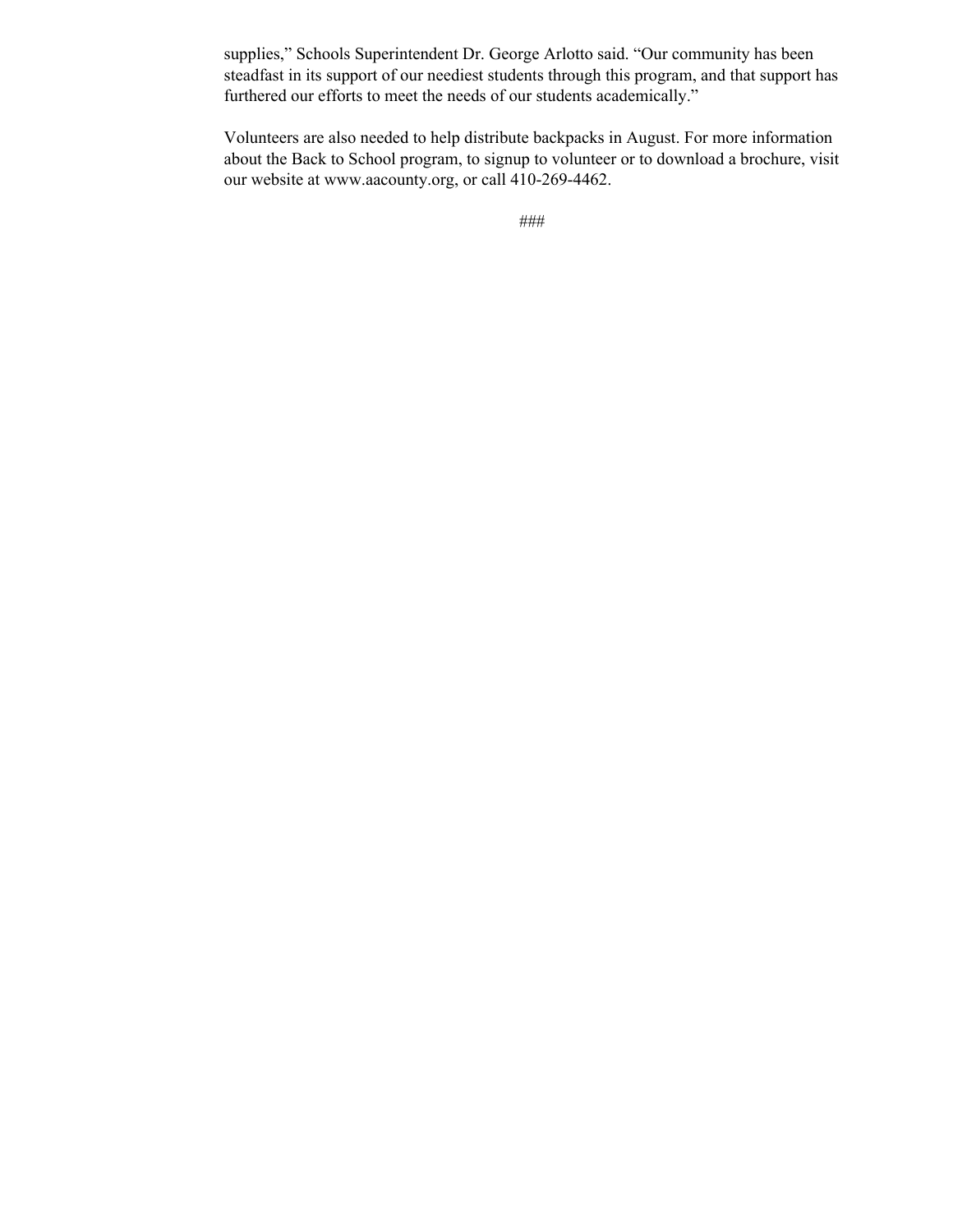supplies," Schools Superintendent Dr. George Arlotto said. "Our community has been steadfast in its support of our neediest students through this program, and that support has furthered our efforts to meet the needs of our students academically."

Volunteers are also needed to help distribute backpacks in August. For more information about the Back to School program, to signup to volunteer or to download a brochure, visit our website at www.aacounty.org, or call 410-269-4462.

###